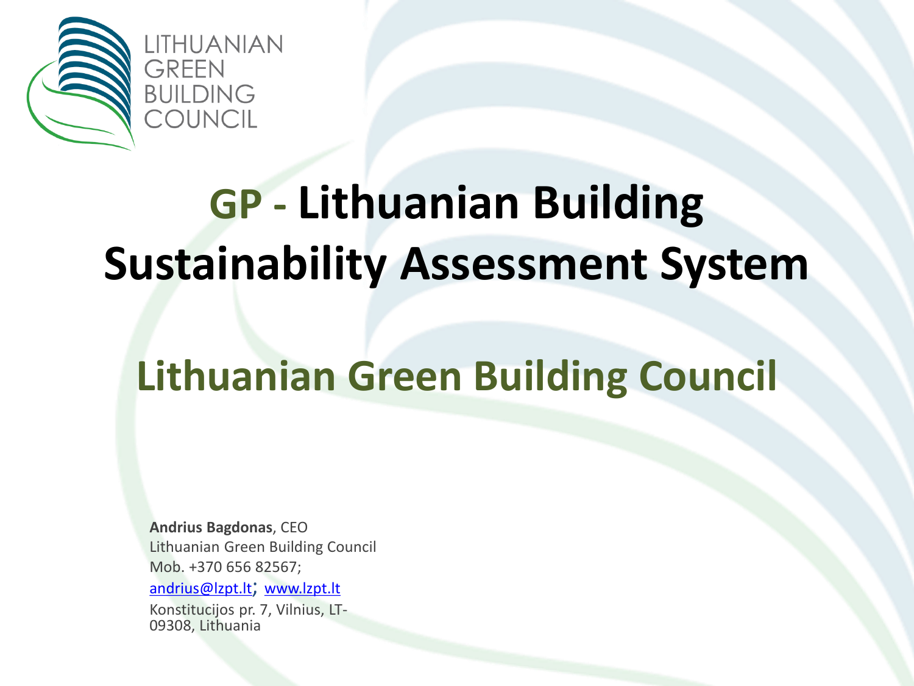LITHUANIAN GREEN BUILDING COUNCIL

# GP - Lithuanian Building Sustainability Assessment System

## Lithuanian Green Building Council

**Andrius Bagdonas**, CEO
Lithuanian Green Building Council
Mob. +370 656 82567;
andrius@lzpt.lt; www.lzpt.lt
Konstitucijos pr. 7, Vilnius, LT-09308, Lithuania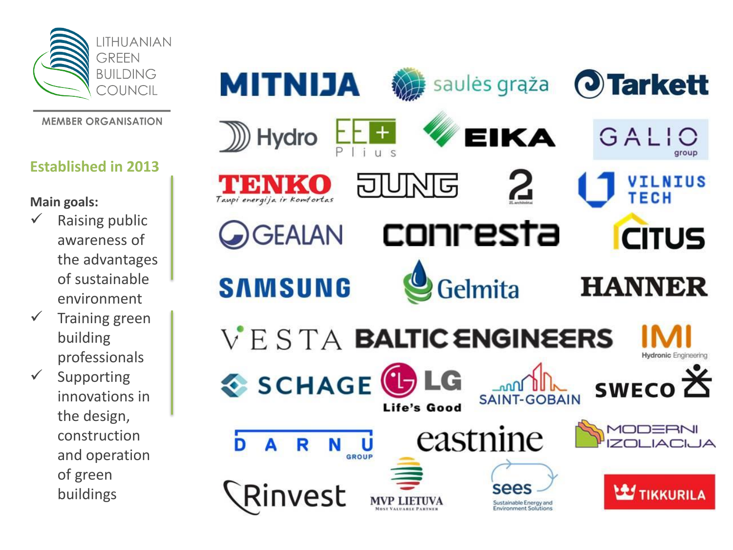LITHUANIAN GREEN BUILDING COUNCIL

MEMBER ORGANISATION

**Established in 2013**

**Main goals:**

- ✓ Raising public awareness of the advantages of sustainable environment
- ✓ Training green building professionals
- ✓ Supporting innovations in the design, construction and operation of green buildings

MITNIJA · saulės graža · Tarkett · Hydro · EE Plius · EIKA · GALIO group · TENKO Taupi energija ir komfortas · JUNG · 2L architektai · VILNIUS TECH · GEALAN · conresta · CITUS · SAMSUNG · Gelmita · HANNER · VESTA · BALTIC ENGINEERS · IMI Hydronic Engineering · SCHAGE · LG Life's Good · SAINT-GOBAIN · SWECO · DARNU GROUP · eastnine · MODERNI IZOLIACIJA · Rinvest · MVP LIETUVA Most Valuable Partner · sees Sustainable Energy and Environment Solutions · TIKKURILA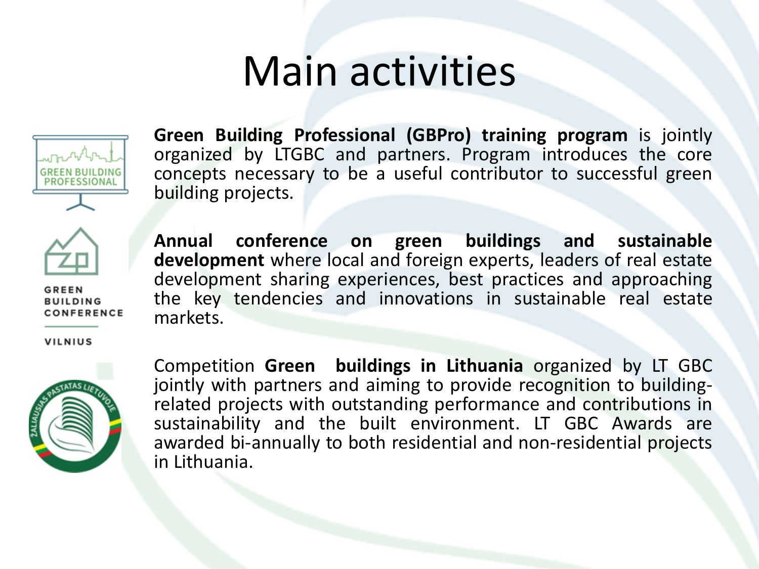# Main activities

GREEN BUILDING PROFESSIONAL

**Green Building Professional (GBPro) training program** is jointly organized by LTGBC and partners. Program introduces the core concepts necessary to be a useful contributor to successful green building projects.

GREEN BUILDING CONFERENCE

VILNIUS

**Annual conference on green buildings and sustainable development** where local and foreign experts, leaders of real estate development sharing experiences, best practices and approaching the key tendencies and innovations in sustainable real estate markets.

ŽALIAUSIAS PASTATAS LIETUVOJE

Competition **Green buildings in Lithuania** organized by LT GBC jointly with partners and aiming to provide recognition to building-related projects with outstanding performance and contributions in sustainability and the built environment. LT GBC Awards are awarded bi-annually to both residential and non-residential projects in Lithuania.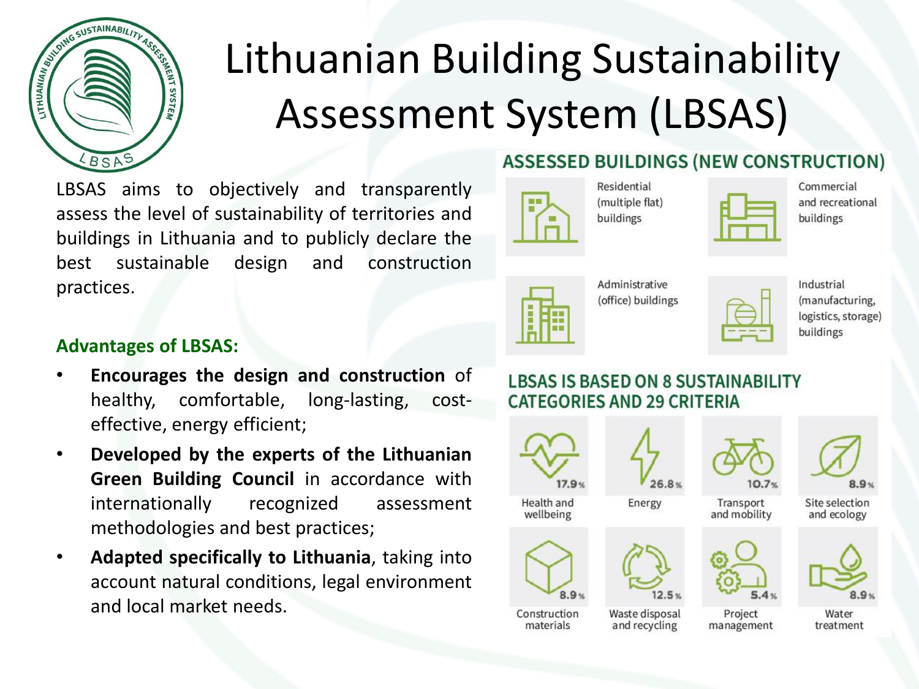# Lithuanian Building Sustainability Assessment System (LBSAS)

LBSAS aims to objectively and transparently assess the level of sustainability of territories and buildings in Lithuania and to publicly declare the best sustainable design and construction practices.

**Advantages of LBSAS:**

- **Encourages the design and construction** of healthy, comfortable, long-lasting, cost-effective, energy efficient;
- **Developed by the experts of the Lithuanian Green Building Council** in accordance with internationally recognized assessment methodologies and best practices;
- **Adapted specifically to Lithuania**, taking into account natural conditions, legal environment and local market needs.

## ASSESSED BUILDINGS (NEW CONSTRUCTION)

- Residential (multiple flat) buildings
- Commercial and recreational buildings
- Administrative (office) buildings
- Industrial (manufacturing, logistics, storage) buildings

## LBSAS IS BASED ON 8 SUSTAINABILITY CATEGORIES AND 29 CRITERIA

| Category | Share |
| --- | --- |
| Health and wellbeing | 17.9% |
| Energy | 26.8% |
| Transport and mobility | 10.7% |
| Site selection and ecology | 8.9% |
| Construction materials | 8.9% |
| Waste disposal and recycling | 12.5% |
| Project management | 5.4% |
| Water treatment | 8.9% |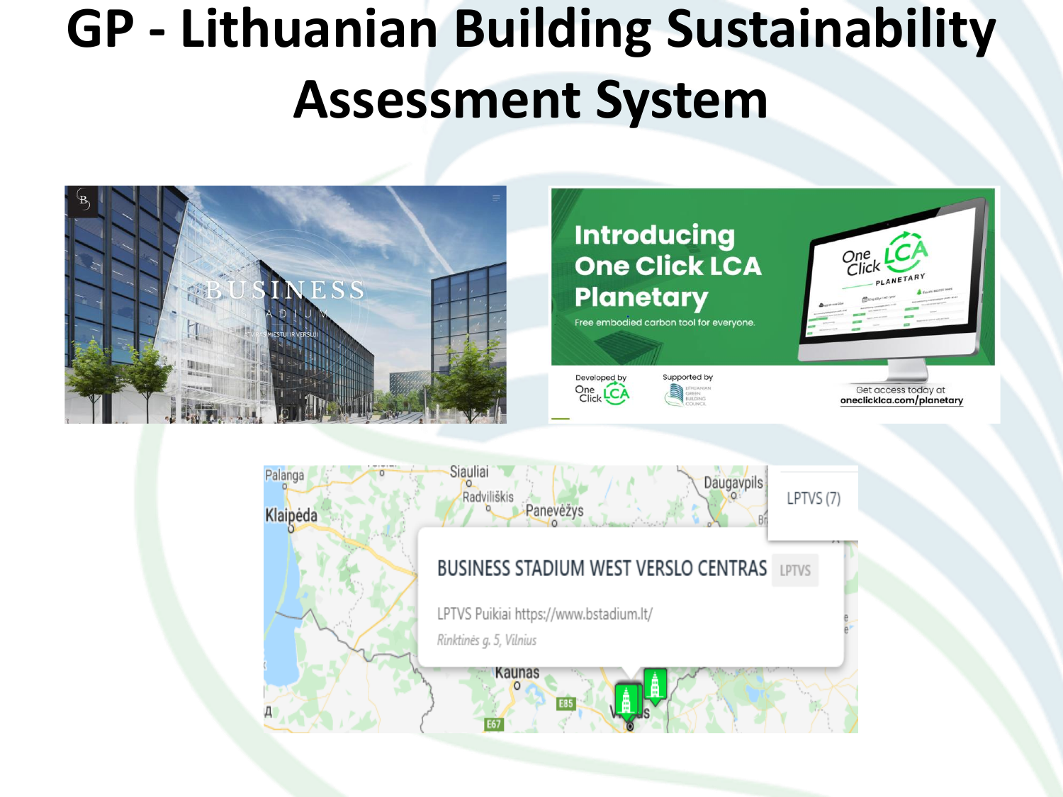# GP - Lithuanian Building Sustainability Assessment System

BUSINESS STADIUM

Introducing One Click LCA Planetary

Free embodied carbon tool for everyone.

Developed by One Click LCA

Supported by Lithuanian Green Building Council

Get access today at oneclicklca.com/planetary

LPTVS (7)

BUSINESS STADIUM WEST VERSLO CENTRAS LPTVS

LPTVS Puikiai https://www.bstadium.lt/

*Rinktinės g. 5, Vilnius*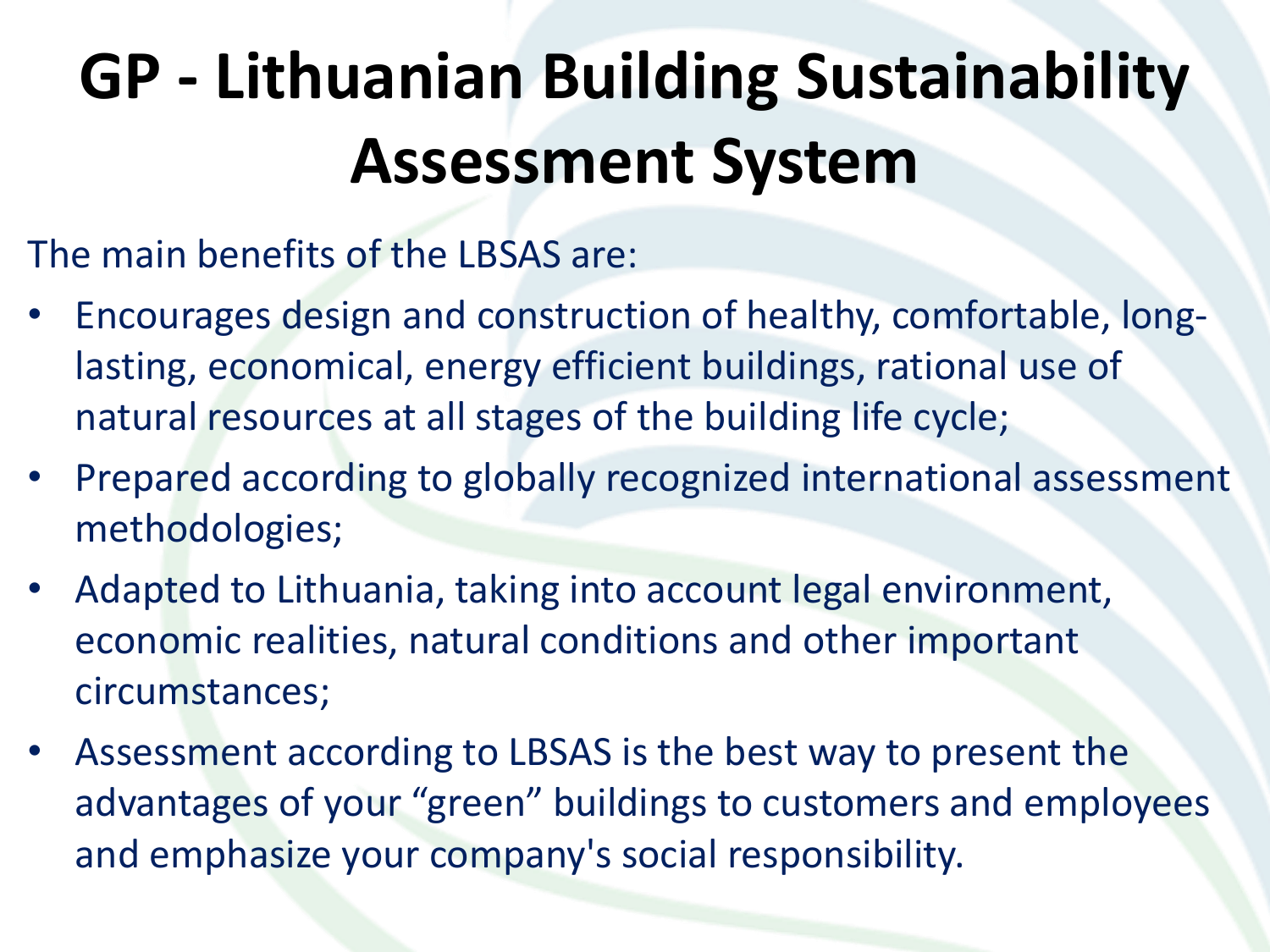# GP - Lithuanian Building Sustainability Assessment System

The main benefits of the LBSAS are:

- Encourages design and construction of healthy, comfortable, long-lasting, economical, energy efficient buildings, rational use of natural resources at all stages of the building life cycle;
- Prepared according to globally recognized international assessment methodologies;
- Adapted to Lithuania, taking into account legal environment, economic realities, natural conditions and other important circumstances;
- Assessment according to LBSAS is the best way to present the advantages of your “green” buildings to customers and employees and emphasize your company's social responsibility.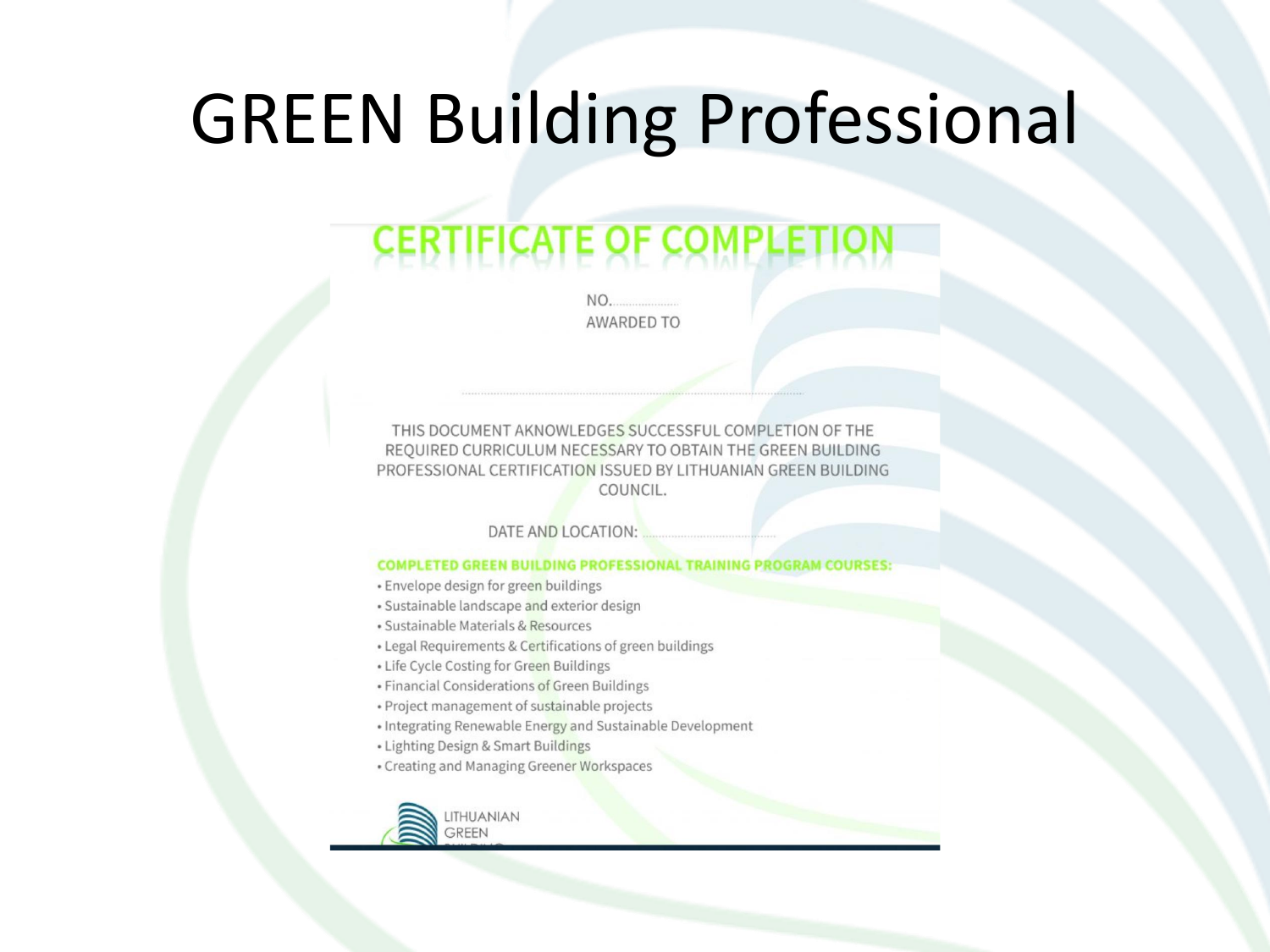# GREEN Building Professional

## CERTIFICATE OF COMPLETION

NO.....................

AWARDED TO

.................................................................................................

THIS DOCUMENT AKNOWLEDGES SUCCESSFUL COMPLETION OF THE REQUIRED CURRICULUM NECESSARY TO OBTAIN THE GREEN BUILDING PROFESSIONAL CERTIFICATION ISSUED BY LITHUANIAN GREEN BUILDING COUNCIL.

DATE AND LOCATION: ....................................

**COMPLETED GREEN BUILDING PROFESSIONAL TRAINING PROGRAM COURSES:**

- Envelope design for green buildings
- Sustainable landscape and exterior design
- Sustainable Materials & Resources
- Legal Requirements & Certifications of green buildings
- Life Cycle Costing for Green Buildings
- Financial Considerations of Green Buildings
- Project management of sustainable projects
- Integrating Renewable Energy and Sustainable Development
- Lighting Design & Smart Buildings
- Creating and Managing Greener Workspaces

LITHUANIAN GREEN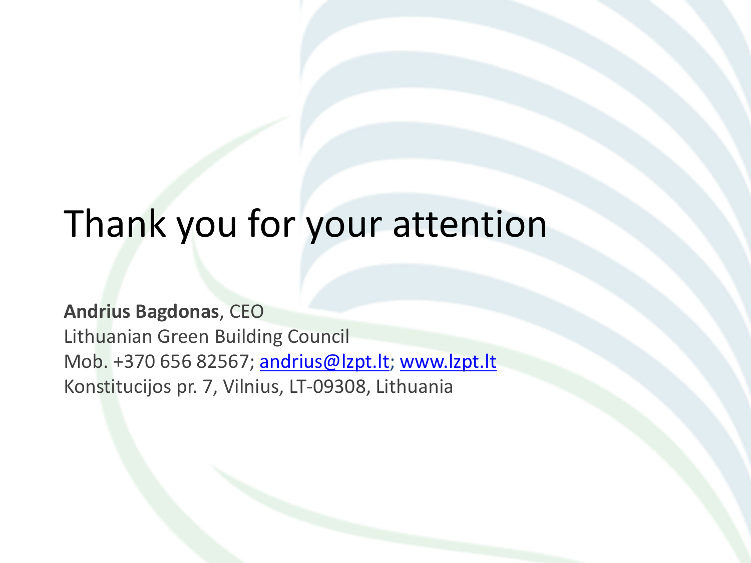# Thank you for your attention

**Andrius Bagdonas**, CEO
Lithuanian Green Building Council
Mob. +370 656 82567; andrius@lzpt.lt; www.lzpt.lt
Konstitucijos pr. 7, Vilnius, LT-09308, Lithuania